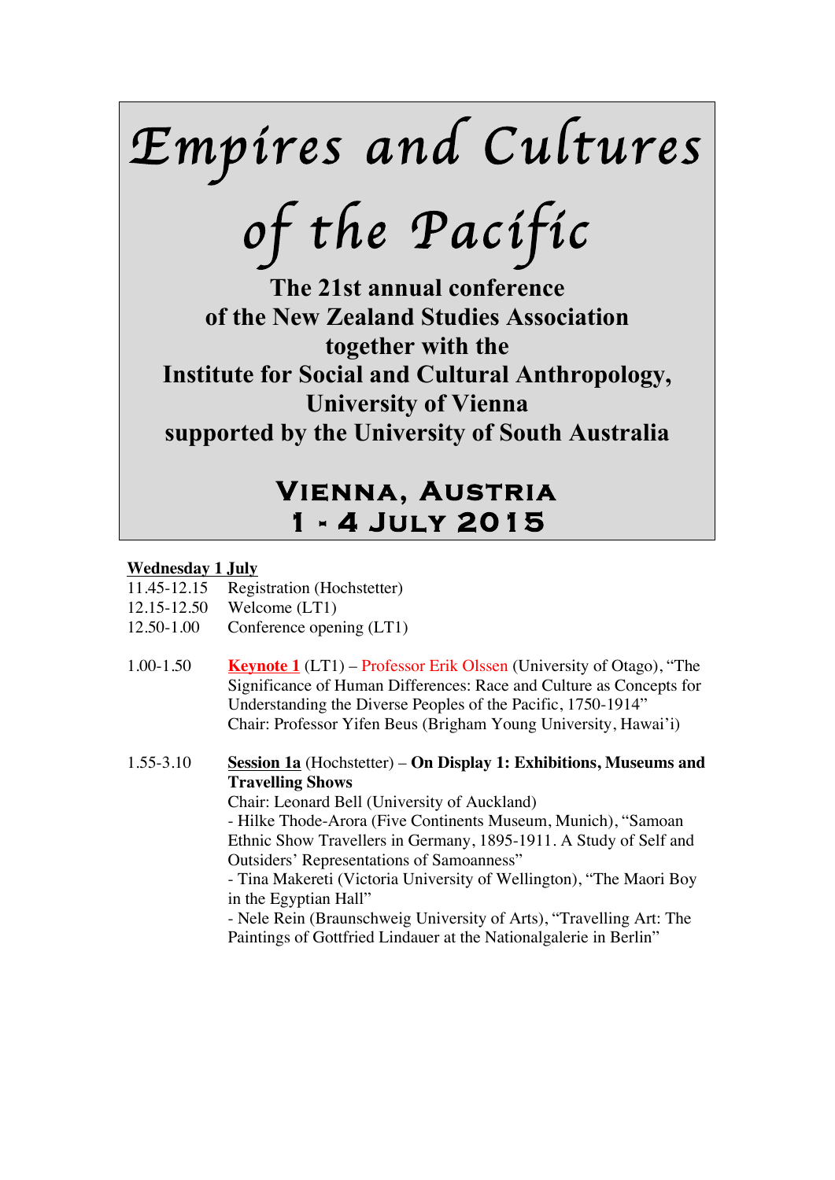# Empires and Cultures of the Pacific

**The 21st annual conference**
**of the New Zealand Studies Association**
**together with the**
**Institute for Social and Cultural Anthropology,**
**University of Vienna**
**supported by the University of South Australia**

## Vienna, Austria
## 1 - 4 July 2015

### Wednesday 1 July

11.45-12.15 Registration (Hochstetter)
12.15-12.50 Welcome (LT1)
12.50-1.00 Conference opening (LT1)

1.00-1.50 **Keynote 1** (LT1) – Professor Erik Olssen (University of Otago), "The Significance of Human Differences: Race and Culture as Concepts for Understanding the Diverse Peoples of the Pacific, 1750-1914"
Chair: Professor Yifen Beus (Brigham Young University, Hawai'i)

1.55-3.10 **Session 1a** (Hochstetter) – **On Display 1: Exhibitions, Museums and Travelling Shows**
Chair: Leonard Bell (University of Auckland)
- Hilke Thode-Arora (Five Continents Museum, Munich), "Samoan Ethnic Show Travellers in Germany, 1895-1911. A Study of Self and Outsiders' Representations of Samoanness"
- Tina Makereti (Victoria University of Wellington), "The Maori Boy in the Egyptian Hall"
- Nele Rein (Braunschweig University of Arts), "Travelling Art: The Paintings of Gottfried Lindauer at the Nationalgalerie in Berlin"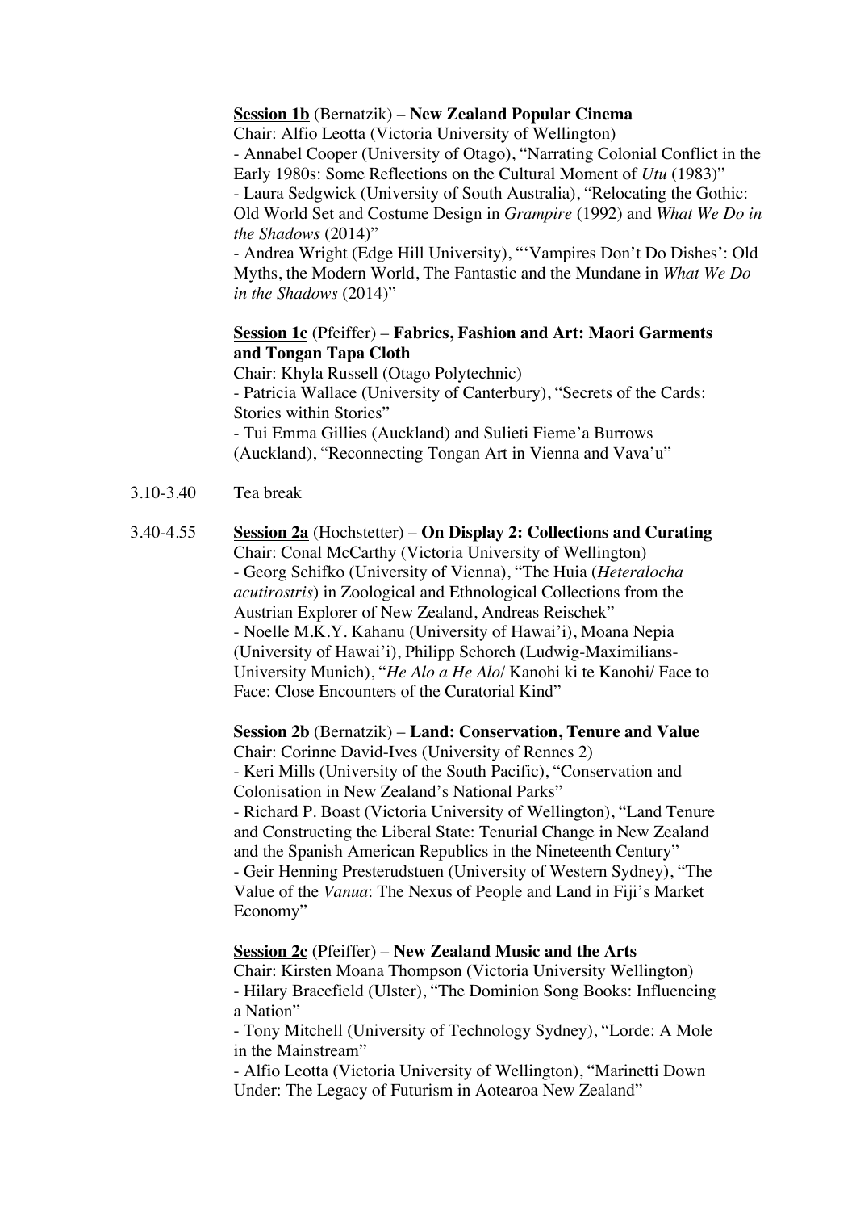**Session 1b** (Bernatzik) – **New Zealand Popular Cinema**
Chair: Alfio Leotta (Victoria University of Wellington)
- Annabel Cooper (University of Otago), "Narrating Colonial Conflict in the Early 1980s: Some Reflections on the Cultural Moment of *Utu* (1983)"
- Laura Sedgwick (University of South Australia), "Relocating the Gothic: Old World Set and Costume Design in *Grampire* (1992) and *What We Do in the Shadows* (2014)"
- Andrea Wright (Edge Hill University), "'Vampires Don't Do Dishes': Old Myths, the Modern World, The Fantastic and the Mundane in *What We Do in the Shadows* (2014)"

**Session 1c** (Pfeiffer) – **Fabrics, Fashion and Art: Maori Garments and Tongan Tapa Cloth**
Chair: Khyla Russell (Otago Polytechnic)
- Patricia Wallace (University of Canterbury), "Secrets of the Cards: Stories within Stories"
- Tui Emma Gillies (Auckland) and Sulieti Fieme'a Burrows (Auckland), "Reconnecting Tongan Art in Vienna and Vava'u"

3.10-3.40 Tea break

3.40-4.55 **Session 2a** (Hochstetter) – **On Display 2: Collections and Curating**
Chair: Conal McCarthy (Victoria University of Wellington)
- Georg Schifko (University of Vienna), "The Huia (*Heteralocha acutirostris*) in Zoological and Ethnological Collections from the Austrian Explorer of New Zealand, Andreas Reischek"
- Noelle M.K.Y. Kahanu (University of Hawai'i), Moana Nepia (University of Hawai'i), Philipp Schorch (Ludwig-Maximilians-University Munich), "*He Alo a He Alo*/ Kanohi ki te Kanohi/ Face to Face: Close Encounters of the Curatorial Kind"

**Session 2b** (Bernatzik) – **Land: Conservation, Tenure and Value**
Chair: Corinne David-Ives (University of Rennes 2)
- Keri Mills (University of the South Pacific), "Conservation and Colonisation in New Zealand's National Parks"
- Richard P. Boast (Victoria University of Wellington), "Land Tenure and Constructing the Liberal State: Tenurial Change in New Zealand and the Spanish American Republics in the Nineteenth Century"
- Geir Henning Presterudstuen (University of Western Sydney), "The Value of the *Vanua*: The Nexus of People and Land in Fiji's Market Economy"

**Session 2c** (Pfeiffer) – **New Zealand Music and the Arts**
Chair: Kirsten Moana Thompson (Victoria University Wellington)
- Hilary Bracefield (Ulster), "The Dominion Song Books: Influencing a Nation"
- Tony Mitchell (University of Technology Sydney), "Lorde: A Mole in the Mainstream"
- Alfio Leotta (Victoria University of Wellington), "Marinetti Down Under: The Legacy of Futurism in Aotearoa New Zealand"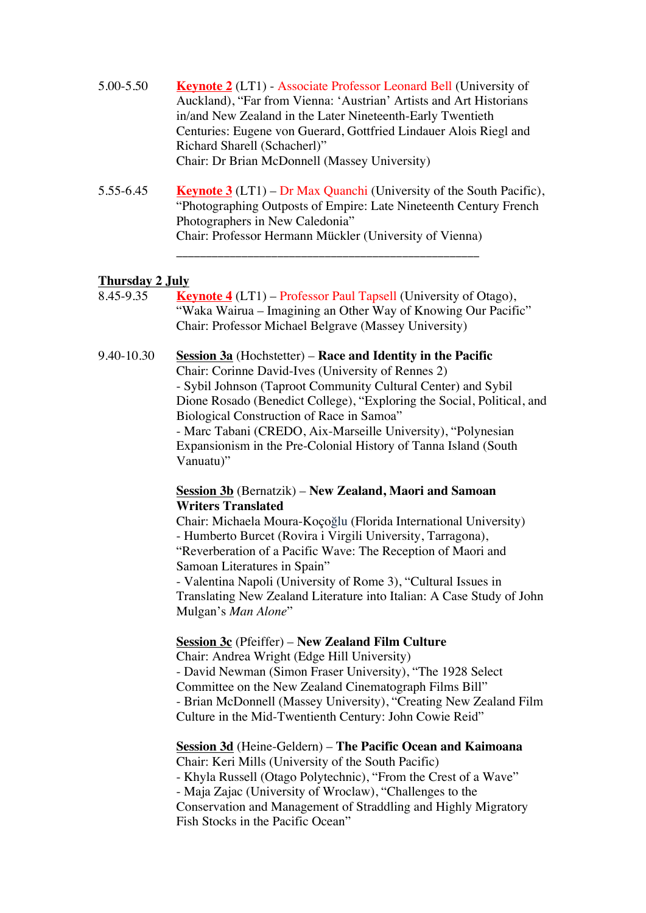5.00-5.50 **Keynote 2** (LT1) - Associate Professor Leonard Bell (University of Auckland), "Far from Vienna: 'Austrian' Artists and Art Historians in/and New Zealand in the Later Nineteenth-Early Twentieth Centuries: Eugene von Guerard, Gottfried Lindauer Alois Riegl and Richard Sharell (Schacherl)"
Chair: Dr Brian McDonnell (Massey University)

5.55-6.45 **Keynote 3** (LT1) – Dr Max Quanchi (University of the South Pacific), "Photographing Outposts of Empire: Late Nineteenth Century French Photographers in New Caledonia"
Chair: Professor Hermann Mückler (University of Vienna)

---

**Thursday 2 July**

8.45-9.35 **Keynote 4** (LT1) – Professor Paul Tapsell (University of Otago), "Waka Wairua – Imagining an Other Way of Knowing Our Pacific"
Chair: Professor Michael Belgrave (Massey University)

9.40-10.30 **Session 3a** (Hochstetter) – **Race and Identity in the Pacific**
Chair: Corinne David-Ives (University of Rennes 2)
- Sybil Johnson (Taproot Community Cultural Center) and Sybil Dione Rosado (Benedict College), "Exploring the Social, Political, and Biological Construction of Race in Samoa"
- Marc Tabani (CREDO, Aix-Marseille University), "Polynesian Expansionism in the Pre-Colonial History of Tanna Island (South Vanuatu)"

**Session 3b** (Bernatzik) – **New Zealand, Maori and Samoan Writers Translated**
Chair: Michaela Moura-Koçoğlu (Florida International University)
- Humberto Burcet (Rovira i Virgili University, Tarragona), "Reverberation of a Pacific Wave: The Reception of Maori and Samoan Literatures in Spain"
- Valentina Napoli (University of Rome 3), "Cultural Issues in Translating New Zealand Literature into Italian: A Case Study of John Mulgan's *Man Alone*"

**Session 3c** (Pfeiffer) – **New Zealand Film Culture**
Chair: Andrea Wright (Edge Hill University)
- David Newman (Simon Fraser University), "The 1928 Select Committee on the New Zealand Cinematograph Films Bill"
- Brian McDonnell (Massey University), "Creating New Zealand Film Culture in the Mid-Twentienth Century: John Cowie Reid"

**Session 3d** (Heine-Geldern) – **The Pacific Ocean and Kaimoana**
Chair: Keri Mills (University of the South Pacific)
- Khyla Russell (Otago Polytechnic), "From the Crest of a Wave"
- Maja Zajac (University of Wroclaw), "Challenges to the Conservation and Management of Straddling and Highly Migratory Fish Stocks in the Pacific Ocean"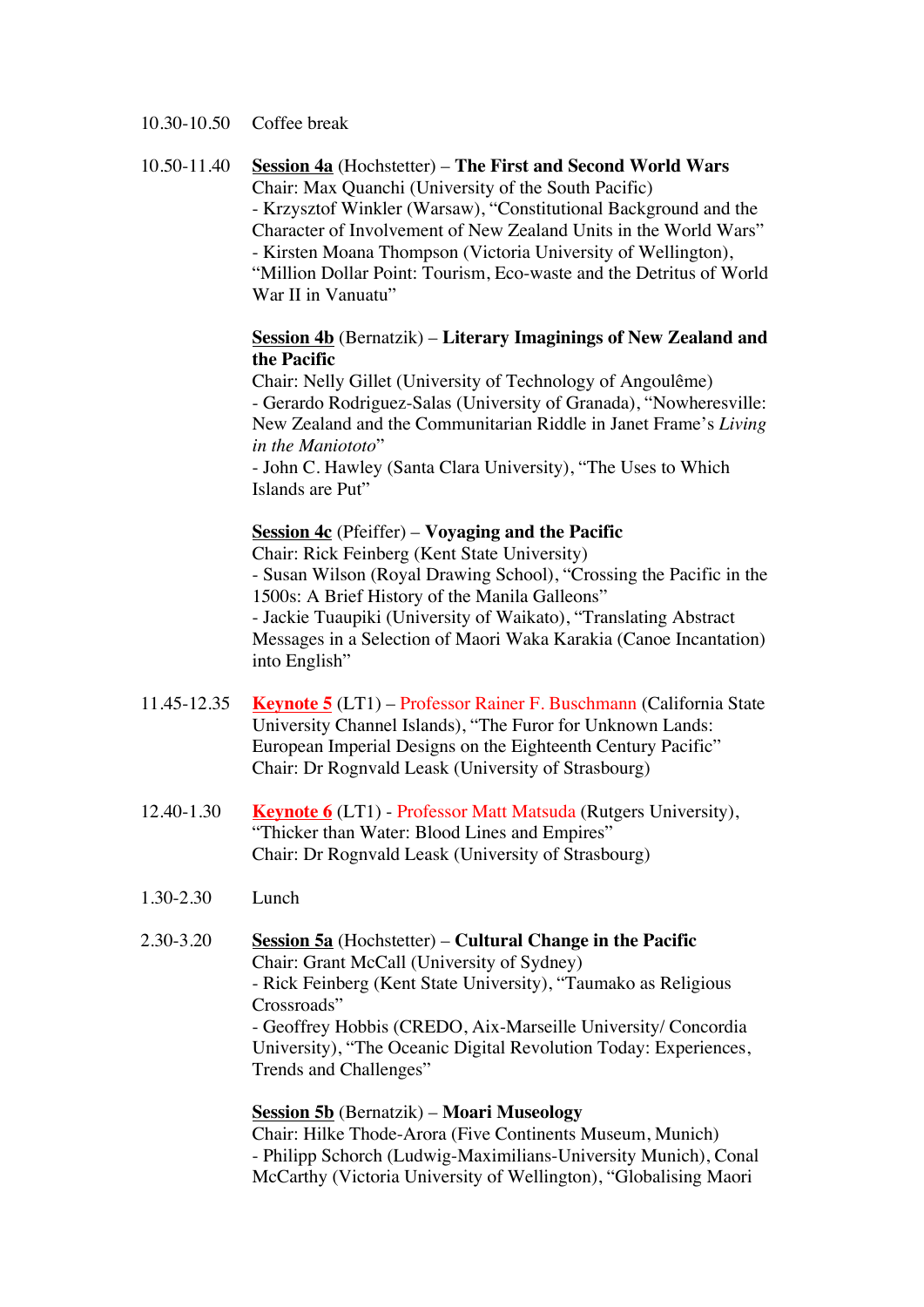10.30-10.50 Coffee break

10.50-11.40 **Session 4a** (Hochstetter) – **The First and Second World Wars**
Chair: Max Quanchi (University of the South Pacific)
- Krzysztof Winkler (Warsaw), "Constitutional Background and the Character of Involvement of New Zealand Units in the World Wars"
- Kirsten Moana Thompson (Victoria University of Wellington), "Million Dollar Point: Tourism, Eco-waste and the Detritus of World War II in Vanuatu"

**Session 4b** (Bernatzik) – **Literary Imaginings of New Zealand and the Pacific**
Chair: Nelly Gillet (University of Technology of Angoulême)
- Gerardo Rodriguez-Salas (University of Granada), "Nowheresville: New Zealand and the Communitarian Riddle in Janet Frame's *Living in the Maniototo*"
- John C. Hawley (Santa Clara University), "The Uses to Which Islands are Put"

**Session 4c** (Pfeiffer) – **Voyaging and the Pacific**
Chair: Rick Feinberg (Kent State University)
- Susan Wilson (Royal Drawing School), "Crossing the Pacific in the 1500s: A Brief History of the Manila Galleons"
- Jackie Tuaupiki (University of Waikato), "Translating Abstract Messages in a Selection of Maori Waka Karakia (Canoe Incantation) into English"

11.45-12.35 **Keynote 5** (LT1) – Professor Rainer F. Buschmann (California State University Channel Islands), "The Furor for Unknown Lands: European Imperial Designs on the Eighteenth Century Pacific"
Chair: Dr Rognvald Leask (University of Strasbourg)

12.40-1.30 **Keynote 6** (LT1) - Professor Matt Matsuda (Rutgers University), "Thicker than Water: Blood Lines and Empires"
Chair: Dr Rognvald Leask (University of Strasbourg)

1.30-2.30 Lunch

2.30-3.20 **Session 5a** (Hochstetter) – **Cultural Change in the Pacific**
Chair: Grant McCall (University of Sydney)
- Rick Feinberg (Kent State University), "Taumako as Religious Crossroads"
- Geoffrey Hobbis (CREDO, Aix-Marseille University/ Concordia University), "The Oceanic Digital Revolution Today: Experiences, Trends and Challenges"

**Session 5b** (Bernatzik) – **Moari Museology**
Chair: Hilke Thode-Arora (Five Continents Museum, Munich)
- Philipp Schorch (Ludwig-Maximilians-University Munich), Conal McCarthy (Victoria University of Wellington), "Globalising Maori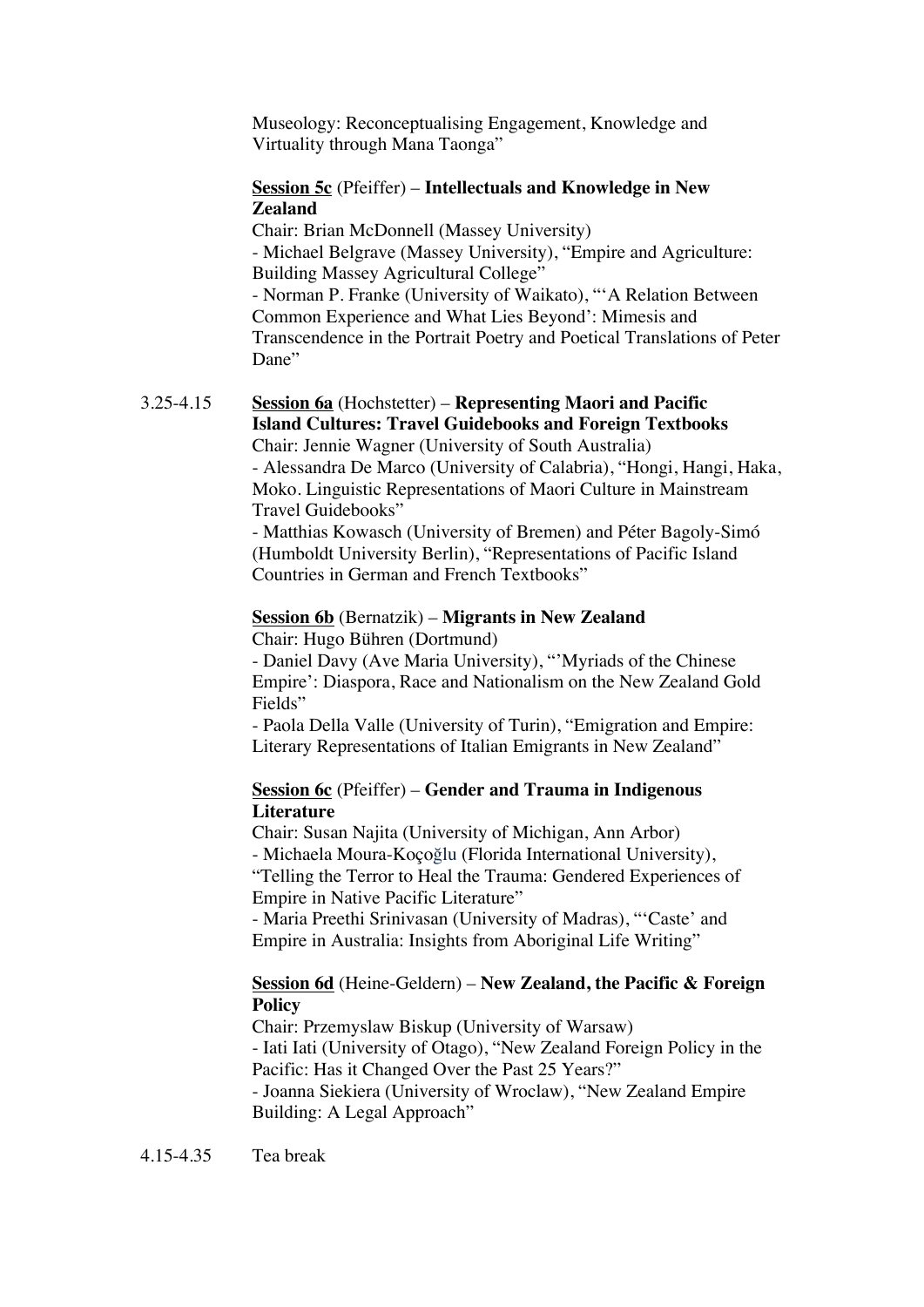Museology: Reconceptualising Engagement, Knowledge and Virtuality through Mana Taonga"

**Session 5c** (Pfeiffer) – **Intellectuals and Knowledge in New Zealand**
Chair: Brian McDonnell (Massey University)
- Michael Belgrave (Massey University), "Empire and Agriculture: Building Massey Agricultural College"
- Norman P. Franke (University of Waikato), "'A Relation Between Common Experience and What Lies Beyond': Mimesis and Transcendence in the Portrait Poetry and Poetical Translations of Peter Dane"

3.25-4.15 **Session 6a** (Hochstetter) – **Representing Maori and Pacific Island Cultures: Travel Guidebooks and Foreign Textbooks**
Chair: Jennie Wagner (University of South Australia)
- Alessandra De Marco (University of Calabria), "Hongi, Hangi, Haka, Moko. Linguistic Representations of Maori Culture in Mainstream Travel Guidebooks"
- Matthias Kowasch (University of Bremen) and Péter Bagoly-Simó (Humboldt University Berlin), "Representations of Pacific Island Countries in German and French Textbooks"

**Session 6b** (Bernatzik) – **Migrants in New Zealand**
Chair: Hugo Bühren (Dortmund)
- Daniel Davy (Ave Maria University), "'Myriads of the Chinese Empire': Diaspora, Race and Nationalism on the New Zealand Gold Fields"
- Paola Della Valle (University of Turin), "Emigration and Empire: Literary Representations of Italian Emigrants in New Zealand"

**Session 6c** (Pfeiffer) – **Gender and Trauma in Indigenous Literature**
Chair: Susan Najita (University of Michigan, Ann Arbor)
- Michaela Moura-Koçoğlu (Florida International University), "Telling the Terror to Heal the Trauma: Gendered Experiences of Empire in Native Pacific Literature"
- Maria Preethi Srinivasan (University of Madras), "'Caste' and Empire in Australia: Insights from Aboriginal Life Writing"

**Session 6d** (Heine-Geldern) – **New Zealand, the Pacific & Foreign Policy**
Chair: Przemyslaw Biskup (University of Warsaw)
- Iati Iati (University of Otago), "New Zealand Foreign Policy in the Pacific: Has it Changed Over the Past 25 Years?"
- Joanna Siekiera (University of Wroclaw), "New Zealand Empire Building: A Legal Approach"

4.15-4.35 Tea break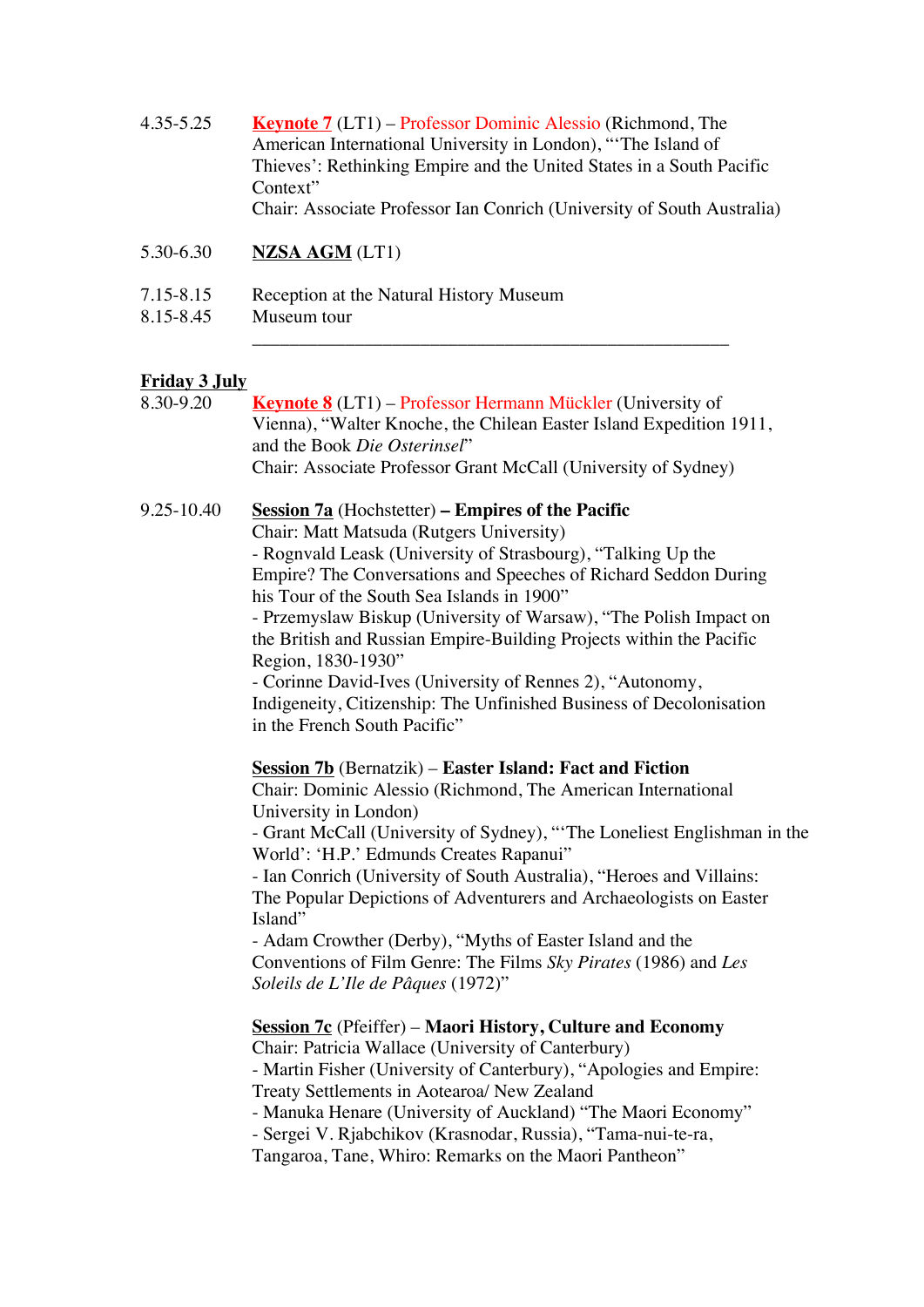4.35-5.25 **Keynote 7** (LT1) – Professor Dominic Alessio (Richmond, The American International University in London), "'The Island of Thieves': Rethinking Empire and the United States in a South Pacific Context"
Chair: Associate Professor Ian Conrich (University of South Australia)

5.30-6.30 **NZSA AGM** (LT1)

7.15-8.15 Reception at the Natural History Museum
8.15-8.45 Museum tour

---

## Friday 3 July

8.30-9.20 **Keynote 8** (LT1) – Professor Hermann Mückler (University of Vienna), "Walter Knoche, the Chilean Easter Island Expedition 1911, and the Book *Die Osterinsel*"
Chair: Associate Professor Grant McCall (University of Sydney)

9.25-10.40 **Session 7a** (Hochstetter) **– Empires of the Pacific**
Chair: Matt Matsuda (Rutgers University)
- Rognvald Leask (University of Strasbourg), "Talking Up the Empire? The Conversations and Speeches of Richard Seddon During his Tour of the South Sea Islands in 1900"
- Przemyslaw Biskup (University of Warsaw), "The Polish Impact on the British and Russian Empire-Building Projects within the Pacific Region, 1830-1930"
- Corinne David-Ives (University of Rennes 2), "Autonomy, Indigeneity, Citizenship: The Unfinished Business of Decolonisation in the French South Pacific"

**Session 7b** (Bernatzik) – **Easter Island: Fact and Fiction**
Chair: Dominic Alessio (Richmond, The American International University in London)
- Grant McCall (University of Sydney), "'The Loneliest Englishman in the World': 'H.P.' Edmunds Creates Rapanui"
- Ian Conrich (University of South Australia), "Heroes and Villains: The Popular Depictions of Adventurers and Archaeologists on Easter Island"
- Adam Crowther (Derby), "Myths of Easter Island and the Conventions of Film Genre: The Films *Sky Pirates* (1986) and *Les Soleils de L'Ile de Pâques* (1972)"

**Session 7c** (Pfeiffer) – **Maori History, Culture and Economy**
Chair: Patricia Wallace (University of Canterbury)
- Martin Fisher (University of Canterbury), "Apologies and Empire: Treaty Settlements in Aotearoa/ New Zealand
- Manuka Henare (University of Auckland) "The Maori Economy"
- Sergei V. Rjabchikov (Krasnodar, Russia), "Tama-nui-te-ra, Tangaroa, Tane, Whiro: Remarks on the Maori Pantheon"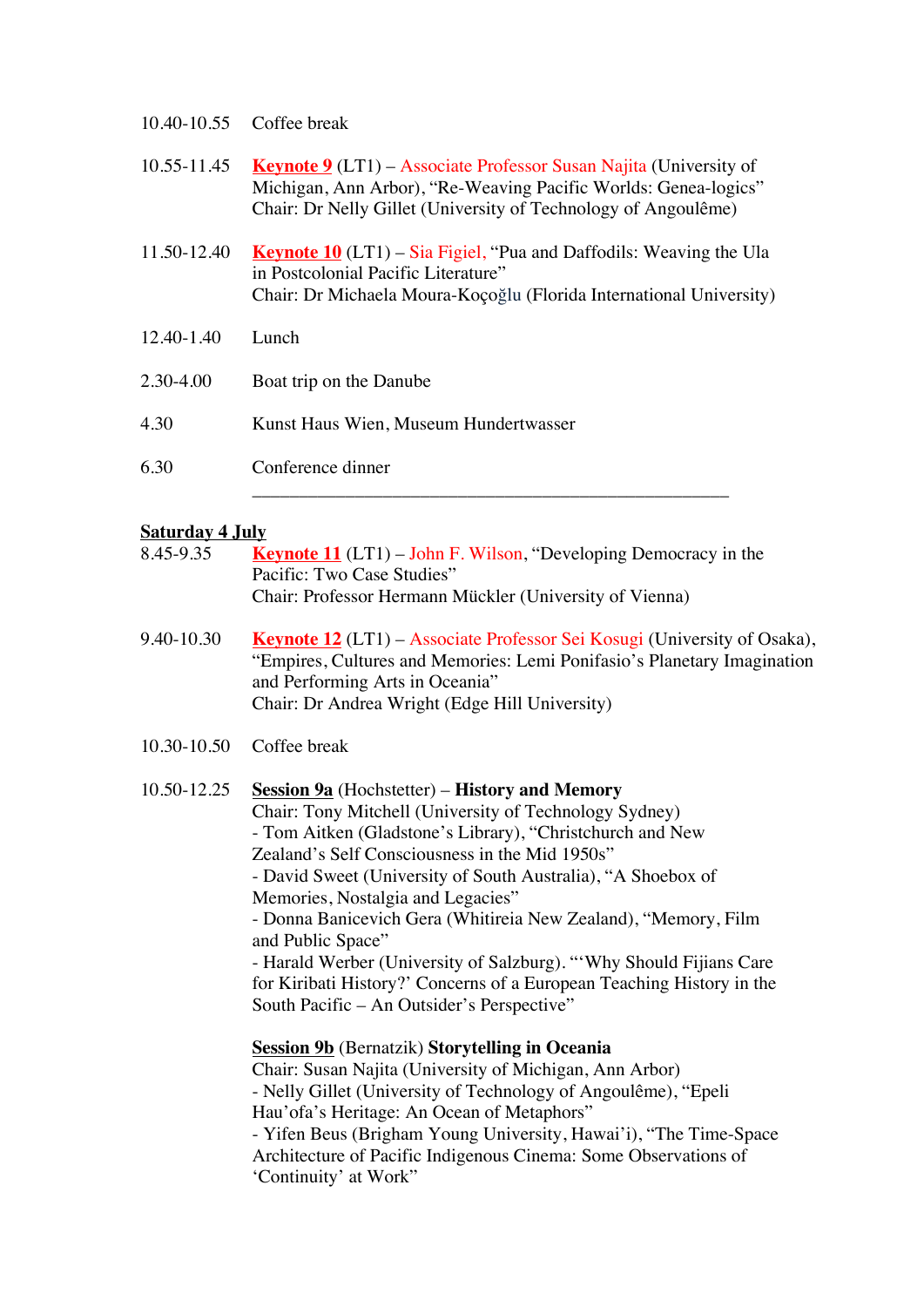10.40-10.55 Coffee break

10.55-11.45 **Keynote 9** (LT1) – Associate Professor Susan Najita (University of Michigan, Ann Arbor), "Re-Weaving Pacific Worlds: Genea-logics"
Chair: Dr Nelly Gillet (University of Technology of Angoulême)

11.50-12.40 **Keynote 10** (LT1) – Sia Figiel, "Pua and Daffodils: Weaving the Ula in Postcolonial Pacific Literature"
Chair: Dr Michaela Moura-Koçoğlu (Florida International University)

12.40-1.40 Lunch

2.30-4.00 Boat trip on the Danube

4.30 Kunst Haus Wien, Museum Hundertwasser

6.30 Conference dinner

---

**Saturday 4 July**

8.45-9.35 **Keynote 11** (LT1) – John F. Wilson, "Developing Democracy in the Pacific: Two Case Studies"
Chair: Professor Hermann Mückler (University of Vienna)

9.40-10.30 **Keynote 12** (LT1) – Associate Professor Sei Kosugi (University of Osaka), "Empires, Cultures and Memories: Lemi Ponifasio's Planetary Imagination and Performing Arts in Oceania"
Chair: Dr Andrea Wright (Edge Hill University)

10.30-10.50 Coffee break

10.50-12.25 **Session 9a** (Hochstetter) – **History and Memory**
Chair: Tony Mitchell (University of Technology Sydney)
- Tom Aitken (Gladstone's Library), "Christchurch and New Zealand's Self Consciousness in the Mid 1950s"
- David Sweet (University of South Australia), "A Shoebox of Memories, Nostalgia and Legacies"
- Donna Banicevich Gera (Whitireia New Zealand), "Memory, Film and Public Space"
- Harald Werber (University of Salzburg). "'Why Should Fijians Care for Kiribati History?' Concerns of a European Teaching History in the South Pacific – An Outsider's Perspective"

**Session 9b** (Bernatzik) **Storytelling in Oceania**
Chair: Susan Najita (University of Michigan, Ann Arbor)
- Nelly Gillet (University of Technology of Angoulême), "Epeli Hau'ofa's Heritage: An Ocean of Metaphors"
- Yifen Beus (Brigham Young University, Hawai'i), "The Time-Space Architecture of Pacific Indigenous Cinema: Some Observations of 'Continuity' at Work"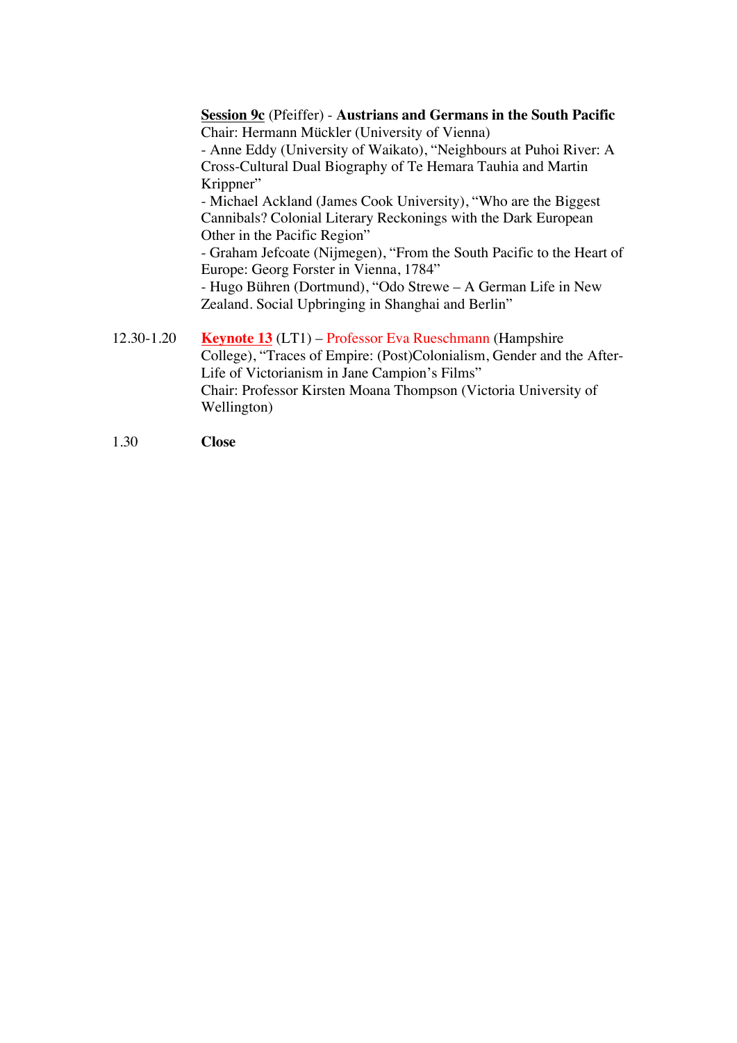**Session 9c** (Pfeiffer) - **Austrians and Germans in the South Pacific**
Chair: Hermann Mückler (University of Vienna)

- Anne Eddy (University of Waikato), "Neighbours at Puhoi River: A Cross-Cultural Dual Biography of Te Hemara Tauhia and Martin Krippner"
- Michael Ackland (James Cook University), "Who are the Biggest Cannibals? Colonial Literary Reckonings with the Dark European Other in the Pacific Region"
- Graham Jefcoate (Nijmegen), "From the South Pacific to the Heart of Europe: Georg Forster in Vienna, 1784"
- Hugo Bühren (Dortmund), "Odo Strewe – A German Life in New Zealand. Social Upbringing in Shanghai and Berlin"

12.30-1.20 **Keynote 13** (LT1) – Professor Eva Rueschmann (Hampshire College), "Traces of Empire: (Post)Colonialism, Gender and the After-Life of Victorianism in Jane Campion's Films"
Chair: Professor Kirsten Moana Thompson (Victoria University of Wellington)

1.30 **Close**